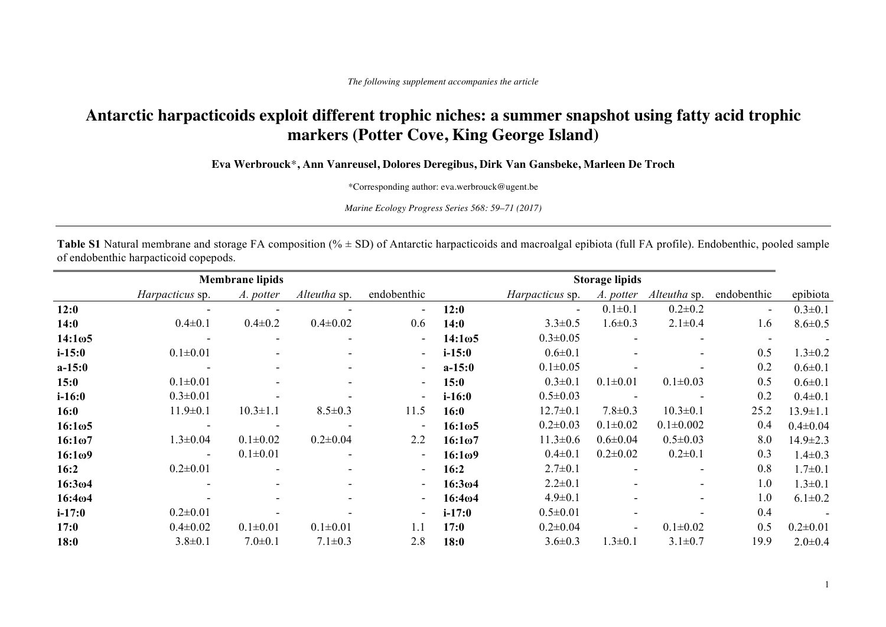*The following supplement accompanies the article*

# Antarctic harpacticoids exploit different trophic niches: a summer snapshot using fatty acid trophic markers (Potter Cove, King George Island)

**Eva Werbrouck**\*, **Ann Vanreusel, Dolores Deregibus, Dirk Van Gansbeke, Marleen De Troch**

\*Corresponding author: eva.werbrouck@ugent.be

*Marine Ecology Progress Series 568: 59–71 (2017)*

---

**Table S1** Natural membrane and storage FA composition (% ± SD) of Antarctic harpacticoids and macroalgal epibiota (full FA profile). Endobenthic, pooled sample of endobenthic harpacticoid copepods.

| | Membrane lipids | | | | | Storage lipids | | | | |
|---|---|---|---|---|---|---|---|---|---|---|
| | *Harpacticus* sp. | *A. potter* | *Alteutha* sp. | endobenthic | | *Harpacticus* sp. | *A. potter* | *Alteutha* sp. | endobenthic | epibiota |
| **12:0** | - | - | - | - | **12:0** | - | 0.1±0.1 | 0.2±0.2 | - | 0.3±0.1 |
| **14:0** | 0.4±0.1 | 0.4±0.2 | 0.4±0.02 | 0.6 | **14:0** | 3.3±0.5 | 1.6±0.3 | 2.1±0.4 | 1.6 | 8.6±0.5 |
| **14:1ω5** | - | - | - | - | **14:1ω5** | 0.3±0.05 | - | - | - | - |
| **i-15:0** | 0.1±0.01 | - | - | - | **i-15:0** | 0.6±0.1 | - | - | 0.5 | 1.3±0.2 |
| **a-15:0** | - | - | - | - | **a-15:0** | 0.1±0.05 | - | - | 0.2 | 0.6±0.1 |
| **15:0** | 0.1±0.01 | - | - | - | **15:0** | 0.3±0.1 | 0.1±0.01 | 0.1±0.03 | 0.5 | 0.6±0.1 |
| **i-16:0** | 0.3±0.01 | - | - | - | **i-16:0** | 0.5±0.03 | - | - | 0.2 | 0.4±0.1 |
| **16:0** | 11.9±0.1 | 10.3±1.1 | 8.5±0.3 | 11.5 | **16:0** | 12.7±0.1 | 7.8±0.3 | 10.3±0.1 | 25.2 | 13.9±1.1 |
| **16:1ω5** | - | - | - | - | **16:1ω5** | 0.2±0.03 | 0.1±0.02 | 0.1±0.002 | 0.4 | 0.4±0.04 |
| **16:1ω7** | 1.3±0.04 | 0.1±0.02 | 0.2±0.04 | 2.2 | **16:1ω7** | 11.3±0.6 | 0.6±0.04 | 0.5±0.03 | 8.0 | 14.9±2.3 |
| **16:1ω9** | - | 0.1±0.01 | - | - | **16:1ω9** | 0.4±0.1 | 0.2±0.02 | 0.2±0.1 | 0.3 | 1.4±0.3 |
| **16:2** | 0.2±0.01 | - | - | - | **16:2** | 2.7±0.1 | - | - | 0.8 | 1.7±0.1 |
| **16:3ω4** | - | - | - | - | **16:3ω4** | 2.2±0.1 | - | - | 1.0 | 1.3±0.1 |
| **16:4ω4** | - | - | - | - | **16:4ω4** | 4.9±0.1 | - | - | 1.0 | 6.1±0.2 |
| **i-17:0** | 0.2±0.01 | - | - | - | **i-17:0** | 0.5±0.01 | - | - | 0.4 | - |
| **17:0** | 0.4±0.02 | 0.1±0.01 | 0.1±0.01 | 1.1 | **17:0** | 0.2±0.04 | - | 0.1±0.02 | 0.5 | 0.2±0.01 |
| **18:0** | 3.8±0.1 | 7.0±0.1 | 7.1±0.3 | 2.8 | **18:0** | 3.6±0.3 | 1.3±0.1 | 3.1±0.7 | 19.9 | 2.0±0.4 |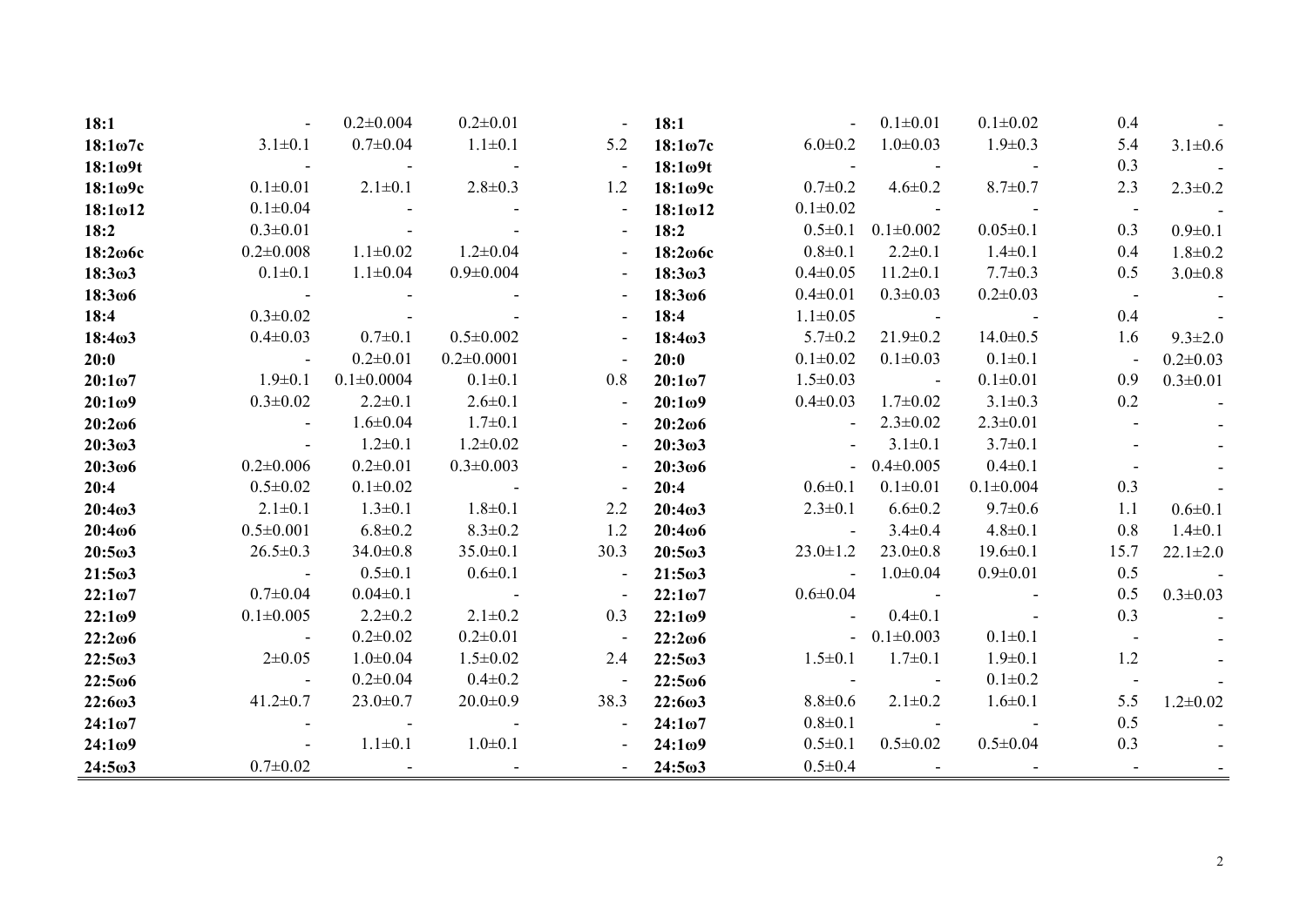|  |  |  |  |  |  |  |  |  |  |  |
|---|---|---|---|---|---|---|---|---|---|---|
| **18:1** | - | 0.2±0.004 | 0.2±0.01 | - | **18:1** | - | 0.1±0.01 | 0.1±0.02 | 0.4 | - |
| **18:1ω7c** | 3.1±0.1 | 0.7±0.04 | 1.1±0.1 | 5.2 | **18:1ω7c** | 6.0±0.2 | 1.0±0.03 | 1.9±0.3 | 5.4 | 3.1±0.6 |
| **18:1ω9t** | - | - | - | - | **18:1ω9t** | - | - | - | 0.3 | - |
| **18:1ω9c** | 0.1±0.01 | 2.1±0.1 | 2.8±0.3 | 1.2 | **18:1ω9c** | 0.7±0.2 | 4.6±0.2 | 8.7±0.7 | 2.3 | 2.3±0.2 |
| **18:1ω12** | 0.1±0.04 | - | - | - | **18:1ω12** | 0.1±0.02 | - | - | - | - |
| **18:2** | 0.3±0.01 | - | - | - | **18:2** | 0.5±0.1 | 0.1±0.002 | 0.05±0.1 | 0.3 | 0.9±0.1 |
| **18:2ω6c** | 0.2±0.008 | 1.1±0.02 | 1.2±0.04 | - | **18:2ω6c** | 0.8±0.1 | 2.2±0.1 | 1.4±0.1 | 0.4 | 1.8±0.2 |
| **18:3ω3** | 0.1±0.1 | 1.1±0.04 | 0.9±0.004 | - | **18:3ω3** | 0.4±0.05 | 11.2±0.1 | 7.7±0.3 | 0.5 | 3.0±0.8 |
| **18:3ω6** | - | - | - | - | **18:3ω6** | 0.4±0.01 | 0.3±0.03 | 0.2±0.03 | - | - |
| **18:4** | 0.3±0.02 | - | - | - | **18:4** | 1.1±0.05 | - | - | 0.4 | - |
| **18:4ω3** | 0.4±0.03 | 0.7±0.1 | 0.5±0.002 | - | **18:4ω3** | 5.7±0.2 | 21.9±0.2 | 14.0±0.5 | 1.6 | 9.3±2.0 |
| **20:0** | - | 0.2±0.01 | 0.2±0.0001 | - | **20:0** | 0.1±0.02 | 0.1±0.03 | 0.1±0.1 | - | 0.2±0.03 |
| **20:1ω7** | 1.9±0.1 | 0.1±0.0004 | 0.1±0.1 | 0.8 | **20:1ω7** | 1.5±0.03 | - | 0.1±0.01 | 0.9 | 0.3±0.01 |
| **20:1ω9** | 0.3±0.02 | 2.2±0.1 | 2.6±0.1 | - | **20:1ω9** | 0.4±0.03 | 1.7±0.02 | 3.1±0.3 | 0.2 | - |
| **20:2ω6** | - | 1.6±0.04 | 1.7±0.1 | - | **20:2ω6** | - | 2.3±0.02 | 2.3±0.01 | - | - |
| **20:3ω3** | - | 1.2±0.1 | 1.2±0.02 | - | **20:3ω3** | - | 3.1±0.1 | 3.7±0.1 | - | - |
| **20:3ω6** | 0.2±0.006 | 0.2±0.01 | 0.3±0.003 | - | **20:3ω6** | - | 0.4±0.005 | 0.4±0.1 | - | - |
| **20:4** | 0.5±0.02 | 0.1±0.02 | - | - | **20:4** | 0.6±0.1 | 0.1±0.01 | 0.1±0.004 | 0.3 | - |
| **20:4ω3** | 2.1±0.1 | 1.3±0.1 | 1.8±0.1 | 2.2 | **20:4ω3** | 2.3±0.1 | 6.6±0.2 | 9.7±0.6 | 1.1 | 0.6±0.1 |
| **20:4ω6** | 0.5±0.001 | 6.8±0.2 | 8.3±0.2 | 1.2 | **20:4ω6** | - | 3.4±0.4 | 4.8±0.1 | 0.8 | 1.4±0.1 |
| **20:5ω3** | 26.5±0.3 | 34.0±0.8 | 35.0±0.1 | 30.3 | **20:5ω3** | 23.0±1.2 | 23.0±0.8 | 19.6±0.1 | 15.7 | 22.1±2.0 |
| **21:5ω3** | - | 0.5±0.1 | 0.6±0.1 | - | **21:5ω3** | - | 1.0±0.04 | 0.9±0.01 | 0.5 | - |
| **22:1ω7** | 0.7±0.04 | 0.04±0.1 | - | - | **22:1ω7** | 0.6±0.04 | - | - | 0.5 | 0.3±0.03 |
| **22:1ω9** | 0.1±0.005 | 2.2±0.2 | 2.1±0.2 | 0.3 | **22:1ω9** | - | 0.4±0.1 | - | 0.3 | - |
| **22:2ω6** | - | 0.2±0.02 | 0.2±0.01 | - | **22:2ω6** | - | 0.1±0.003 | 0.1±0.1 | - | - |
| **22:5ω3** | 2±0.05 | 1.0±0.04 | 1.5±0.02 | 2.4 | **22:5ω3** | 1.5±0.1 | 1.7±0.1 | 1.9±0.1 | 1.2 | - |
| **22:5ω6** | - | 0.2±0.04 | 0.4±0.2 | - | **22:5ω6** | - | - | 0.1±0.2 | - | - |
| **22:6ω3** | 41.2±0.7 | 23.0±0.7 | 20.0±0.9 | 38.3 | **22:6ω3** | 8.8±0.6 | 2.1±0.2 | 1.6±0.1 | 5.5 | 1.2±0.02 |
| **24:1ω7** | - | - | - | - | **24:1ω7** | 0.8±0.1 | - | - | 0.5 | - |
| **24:1ω9** | - | 1.1±0.1 | 1.0±0.1 | - | **24:1ω9** | 0.5±0.1 | 0.5±0.02 | 0.5±0.04 | 0.3 | - |
| **24:5ω3** | 0.7±0.02 | - | - | - | **24:5ω3** | 0.5±0.4 | - | - | - | - |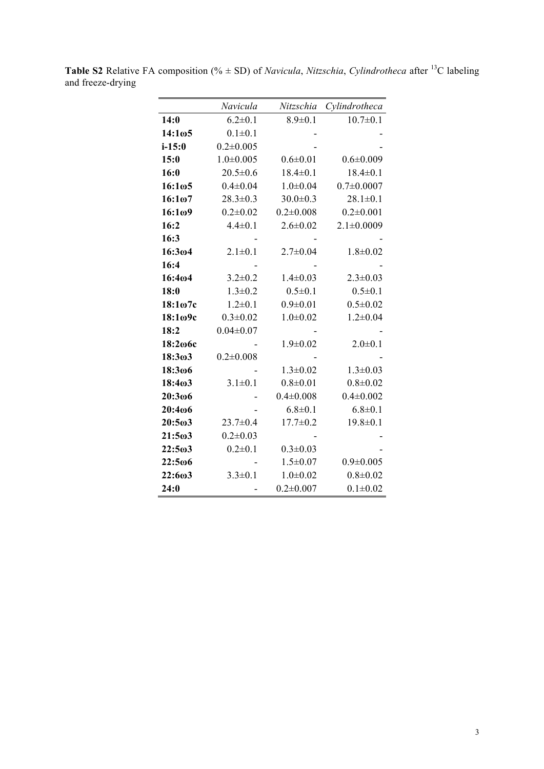**Table S2** Relative FA composition (% ± SD) of *Navicula*, *Nitzschia*, *Cylindrotheca* after $^{13}C$ labeling and freeze-drying

| | *Navicula* | *Nitzschia* | *Cylindrotheca* |
|---|---|---|---|
| **14:0** | 6.2±0.1 | 8.9±0.1 | 10.7±0.1 |
| **14:1ω5** | 0.1±0.1 | - | - |
| **i-15:0** | 0.2±0.005 | - | - |
| **15:0** | 1.0±0.005 | 0.6±0.01 | 0.6±0.009 |
| **16:0** | 20.5±0.6 | 18.4±0.1 | 18.4±0.1 |
| **16:1ω5** | 0.4±0.04 | 1.0±0.04 | 0.7±0.0007 |
| **16:1ω7** | 28.3±0.3 | 30.0±0.3 | 28.1±0.1 |
| **16:1ω9** | 0.2±0.02 | 0.2±0.008 | 0.2±0.001 |
| **16:2** | 4.4±0.1 | 2.6±0.02 | 2.1±0.0009 |
| **16:3** | - | - | - |
| **16:3ω4** | 2.1±0.1 | 2.7±0.04 | 1.8±0.02 |
| **16:4** | - | - | - |
| **16:4ω4** | 3.2±0.2 | 1.4±0.03 | 2.3±0.03 |
| **18:0** | 1.3±0.2 | 0.5±0.1 | 0.5±0.1 |
| **18:1ω7c** | 1.2±0.1 | 0.9±0.01 | 0.5±0.02 |
| **18:1ω9c** | 0.3±0.02 | 1.0±0.02 | 1.2±0.04 |
| **18:2** | 0.04±0.07 | - | - |
| **18:2ω6c** | - | 1.9±0.02 | 2.0±0.1 |
| **18:3ω3** | 0.2±0.008 | - | - |
| **18:3ω6** | - | 1.3±0.02 | 1.3±0.03 |
| **18:4ω3** | 3.1±0.1 | 0.8±0.01 | 0.8±0.02 |
| **20:3ω6** | - | 0.4±0.008 | 0.4±0.002 |
| **20:4ω6** | - | 6.8±0.1 | 6.8±0.1 |
| **20:5ω3** | 23.7±0.4 | 17.7±0.2 | 19.8±0.1 |
| **21:5ω3** | 0.2±0.03 | - | - |
| **22:5ω3** | 0.2±0.1 | 0.3±0.03 | - |
| **22:5ω6** | - | 1.5±0.07 | 0.9±0.005 |
| **22:6ω3** | 3.3±0.1 | 1.0±0.02 | 0.8±0.02 |
| **24:0** | - | 0.2±0.007 | 0.1±0.02 |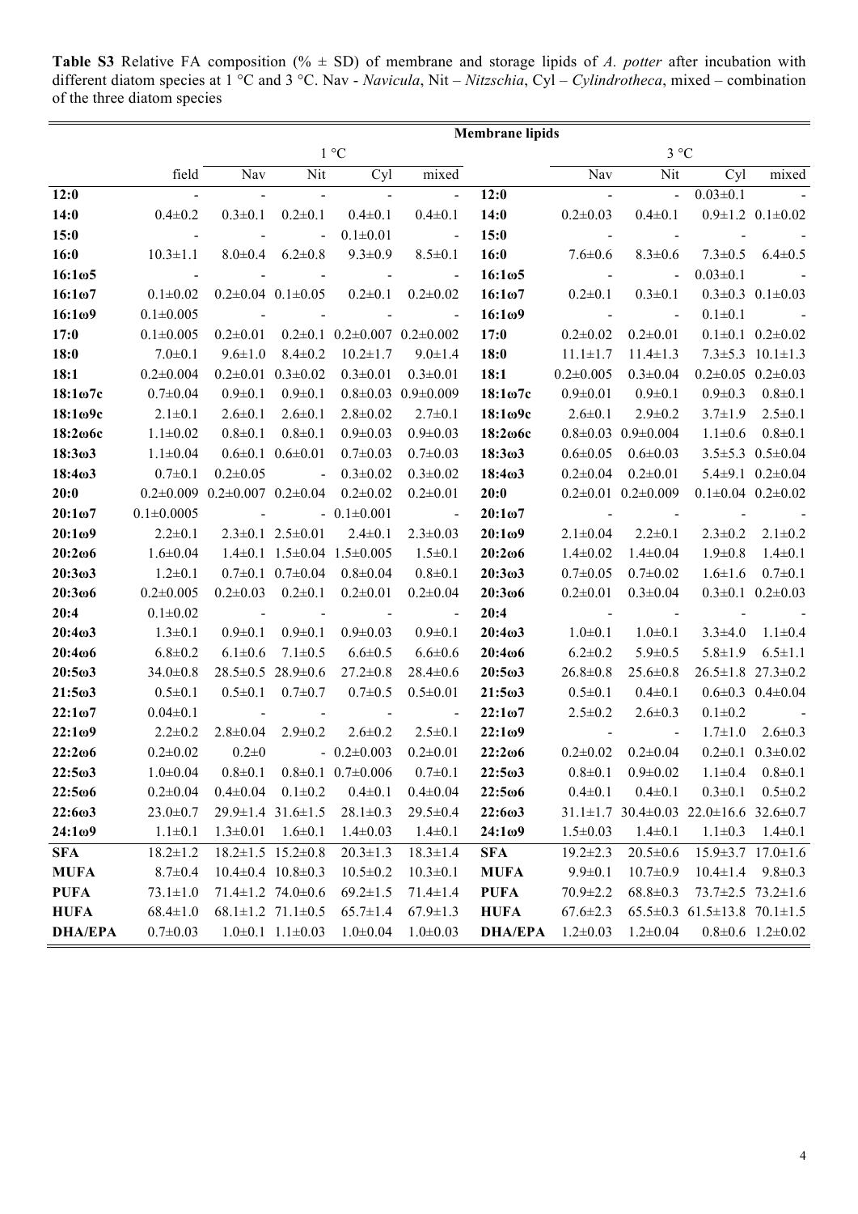**Table S3** Relative FA composition (% ± SD) of membrane and storage lipids of *A. potter* after incubation with different diatom species at 1 °C and 3 °C. Nav - *Navicula*, Nit – *Nitzschia*, Cyl – *Cylindrotheca*, mixed – combination of the three diatom species

| | Membrane lipids | | | | | | | | | |
|---|---|---|---|---|---|---|---|---|---|---|
| | | 1 °C | | | | | 3 °C | | | |
| | field | Nav | Nit | Cyl | mixed | | Nav | Nit | Cyl | mixed |
| **12:0** | - | - | - | - | - | **12:0** | - | - | 0.03±0.1 | - |
| **14:0** | 0.4±0.2 | 0.3±0.1 | 0.2±0.1 | 0.4±0.1 | 0.4±0.1 | **14:0** | 0.2±0.03 | 0.4±0.1 | 0.9±1.2 | 0.1±0.02 |
| **15:0** | - | - | - | 0.1±0.01 | - | **15:0** | - | - | - | - |
| **16:0** | 10.3±1.1 | 8.0±0.4 | 6.2±0.8 | 9.3±0.9 | 8.5±0.1 | **16:0** | 7.6±0.6 | 8.3±0.6 | 7.3±0.5 | 6.4±0.5 |
| **16:1ω5** | - | - | - | - | - | **16:1ω5** | - | - | 0.03±0.1 | - |
| **16:1ω7** | 0.1±0.02 | 0.2±0.04 | 0.1±0.05 | 0.2±0.1 | 0.2±0.02 | **16:1ω7** | 0.2±0.1 | 0.3±0.1 | 0.3±0.3 | 0.1±0.03 |
| **16:1ω9** | 0.1±0.005 | - | - | - | - | **16:1ω9** | - | - | 0.1±0.1 | - |
| **17:0** | 0.1±0.005 | 0.2±0.01 | 0.2±0.1 | 0.2±0.007 | 0.2±0.002 | **17:0** | 0.2±0.02 | 0.2±0.01 | 0.1±0.1 | 0.2±0.02 |
| **18:0** | 7.0±0.1 | 9.6±1.0 | 8.4±0.2 | 10.2±1.7 | 9.0±1.4 | **18:0** | 11.1±1.7 | 11.4±1.3 | 7.3±5.3 | 10.1±1.3 |
| **18:1** | 0.2±0.004 | 0.2±0.01 | 0.3±0.02 | 0.3±0.01 | 0.3±0.01 | **18:1** | 0.2±0.005 | 0.3±0.04 | 0.2±0.05 | 0.2±0.03 |
| **18:1ω7c** | 0.7±0.04 | 0.9±0.1 | 0.9±0.1 | 0.8±0.03 | 0.9±0.009 | **18:1ω7c** | 0.9±0.01 | 0.9±0.1 | 0.9±0.3 | 0.8±0.1 |
| **18:1ω9c** | 2.1±0.1 | 2.6±0.1 | 2.6±0.1 | 2.8±0.02 | 2.7±0.1 | **18:1ω9c** | 2.6±0.1 | 2.9±0.2 | 3.7±1.9 | 2.5±0.1 |
| **18:2ω6c** | 1.1±0.02 | 0.8±0.1 | 0.8±0.1 | 0.9±0.03 | 0.9±0.03 | **18:2ω6c** | 0.8±0.03 | 0.9±0.004 | 1.1±0.6 | 0.8±0.1 |
| **18:3ω3** | 1.1±0.04 | 0.6±0.1 | 0.6±0.01 | 0.7±0.03 | 0.7±0.03 | **18:3ω3** | 0.6±0.05 | 0.6±0.03 | 3.5±5.3 | 0.5±0.04 |
| **18:4ω3** | 0.7±0.1 | 0.2±0.05 | - | 0.3±0.02 | 0.3±0.02 | **18:4ω3** | 0.2±0.04 | 0.2±0.01 | 5.4±9.1 | 0.2±0.04 |
| **20:0** | 0.2±0.009 | 0.2±0.007 | 0.2±0.04 | 0.2±0.02 | 0.2±0.01 | **20:0** | 0.2±0.01 | 0.2±0.009 | 0.1±0.04 | 0.2±0.02 |
| **20:1ω7** | 0.1±0.0005 | - | - | 0.1±0.001 | - | **20:1ω7** | - | - | - | - |
| **20:1ω9** | 2.2±0.1 | 2.3±0.1 | 2.5±0.01 | 2.4±0.1 | 2.3±0.03 | **20:1ω9** | 2.1±0.04 | 2.2±0.1 | 2.3±0.2 | 2.1±0.2 |
| **20:2ω6** | 1.6±0.04 | 1.4±0.1 | 1.5±0.04 | 1.5±0.005 | 1.5±0.1 | **20:2ω6** | 1.4±0.02 | 1.4±0.04 | 1.9±0.8 | 1.4±0.1 |
| **20:3ω3** | 1.2±0.1 | 0.7±0.1 | 0.7±0.04 | 0.8±0.04 | 0.8±0.1 | **20:3ω3** | 0.7±0.05 | 0.7±0.02 | 1.6±1.6 | 0.7±0.1 |
| **20:3ω6** | 0.2±0.005 | 0.2±0.03 | 0.2±0.1 | 0.2±0.01 | 0.2±0.04 | **20:3ω6** | 0.2±0.01 | 0.3±0.04 | 0.3±0.1 | 0.2±0.03 |
| **20:4** | 0.1±0.02 | - | - | - | - | **20:4** | - | - | - | - |
| **20:4ω3** | 1.3±0.1 | 0.9±0.1 | 0.9±0.1 | 0.9±0.03 | 0.9±0.1 | **20:4ω3** | 1.0±0.1 | 1.0±0.1 | 3.3±4.0 | 1.1±0.4 |
| **20:4ω6** | 6.8±0.2 | 6.1±0.6 | 7.1±0.5 | 6.6±0.5 | 6.6±0.6 | **20:4ω6** | 6.2±0.2 | 5.9±0.5 | 5.8±1.9 | 6.5±1.1 |
| **20:5ω3** | 34.0±0.8 | 28.5±0.5 | 28.9±0.6 | 27.2±0.8 | 28.4±0.6 | **20:5ω3** | 26.8±0.8 | 25.6±0.8 | 26.5±1.8 | 27.3±0.2 |
| **21:5ω3** | 0.5±0.1 | 0.5±0.1 | 0.7±0.7 | 0.7±0.5 | 0.5±0.01 | **21:5ω3** | 0.5±0.1 | 0.4±0.1 | 0.6±0.3 | 0.4±0.04 |
| **22:1ω7** | 0.04±0.1 | - | - | - | - | **22:1ω7** | 2.5±0.2 | 2.6±0.3 | 0.1±0.2 | - |
| **22:1ω9** | 2.2±0.2 | 2.8±0.04 | 2.9±0.2 | 2.6±0.2 | 2.5±0.1 | **22:1ω9** | - | - | 1.7±1.0 | 2.6±0.3 |
| **22:2ω6** | 0.2±0.02 | 0.2±0 | - | 0.2±0.003 | 0.2±0.01 | **22:2ω6** | 0.2±0.02 | 0.2±0.04 | 0.2±0.1 | 0.3±0.02 |
| **22:5ω3** | 1.0±0.04 | 0.8±0.1 | 0.8±0.1 | 0.7±0.006 | 0.7±0.1 | **22:5ω3** | 0.8±0.1 | 0.9±0.02 | 1.1±0.4 | 0.8±0.1 |
| **22:5ω6** | 0.2±0.04 | 0.4±0.04 | 0.1±0.2 | 0.4±0.1 | 0.4±0.04 | **22:5ω6** | 0.4±0.1 | 0.4±0.1 | 0.3±0.1 | 0.5±0.2 |
| **22:6ω3** | 23.0±0.7 | 29.9±1.4 | 31.6±1.5 | 28.1±0.3 | 29.5±0.4 | **22:6ω3** | 31.1±1.7 | 30.4±0.03 | 22.0±16.6 | 32.6±0.7 |
| **24:1ω9** | 1.1±0.1 | 1.3±0.01 | 1.6±0.1 | 1.4±0.03 | 1.4±0.1 | **24:1ω9** | 1.5±0.03 | 1.4±0.1 | 1.1±0.3 | 1.4±0.1 |
| **SFA** | 18.2±1.2 | 18.2±1.5 | 15.2±0.8 | 20.3±1.3 | 18.3±1.4 | **SFA** | 19.2±2.3 | 20.5±0.6 | 15.9±3.7 | 17.0±1.6 |
| **MUFA** | 8.7±0.4 | 10.4±0.4 | 10.8±0.3 | 10.5±0.2 | 10.3±0.1 | **MUFA** | 9.9±0.1 | 10.7±0.9 | 10.4±1.4 | 9.8±0.3 |
| **PUFA** | 73.1±1.0 | 71.4±1.2 | 74.0±0.6 | 69.2±1.5 | 71.4±1.4 | **PUFA** | 70.9±2.2 | 68.8±0.3 | 73.7±2.5 | 73.2±1.6 |
| **HUFA** | 68.4±1.0 | 68.1±1.2 | 71.1±0.5 | 65.7±1.4 | 67.9±1.3 | **HUFA** | 67.6±2.3 | 65.5±0.3 | 61.5±13.8 | 70.1±1.5 |
| **DHA/EPA** | 0.7±0.03 | 1.0±0.1 | 1.1±0.03 | 1.0±0.04 | 1.0±0.03 | **DHA/EPA** | 1.2±0.03 | 1.2±0.04 | 0.8±0.6 | 1.2±0.02 |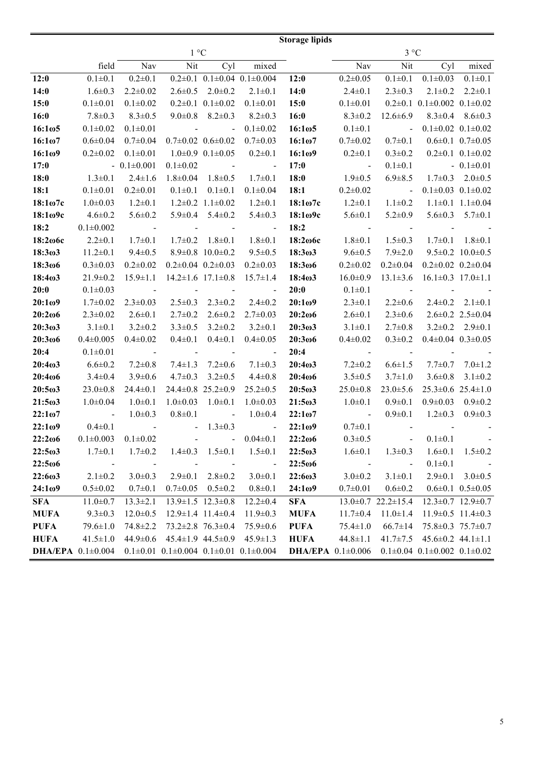| | Storage lipids | | | | | | | | | |
|---|---|---|---|---|---|---|---|---|---|---|
| | | 1 °C | | | | | 3 °C | | | |
| | field | Nav | Nit | Cyl | mixed | | Nav | Nit | Cyl | mixed |
| **12:0** | 0.1±0.1 | 0.2±0.1 | 0.2±0.1 | 0.1±0.04 | 0.1±0.004 | **12:0** | 0.2±0.05 | 0.1±0.1 | 0.1±0.03 | 0.1±0.1 |
| **14:0** | 1.6±0.3 | 2.2±0.02 | 2.6±0.5 | 2.0±0.2 | 2.1±0.1 | **14:0** | 2.4±0.1 | 2.3±0.3 | 2.1±0.2 | 2.2±0.1 |
| **15:0** | 0.1±0.01 | 0.1±0.02 | 0.2±0.1 | 0.1±0.02 | 0.1±0.01 | **15:0** | 0.1±0.01 | 0.2±0.1 | 0.1±0.002 | 0.1±0.02 |
| **16:0** | 7.8±0.3 | 8.3±0.5 | 9.0±0.8 | 8.2±0.3 | 8.2±0.3 | **16:0** | 8.3±0.2 | 12.6±6.9 | 8.3±0.4 | 8.6±0.3 |
| **16:1ω5** | 0.1±0.02 | 0.1±0.01 | - | - | 0.1±0.02 | **16:1ω5** | 0.1±0.1 | - | 0.1±0.02 | 0.1±0.02 |
| **16:1ω7** | 0.6±0.04 | 0.7±0.04 | 0.7±0.02 | 0.6±0.02 | 0.7±0.03 | **16:1ω7** | 0.7±0.02 | 0.7±0.1 | 0.6±0.1 | 0.7±0.05 |
| **16:1ω9** | 0.2±0.02 | 0.1±0.01 | 1.0±0.9 | 0.1±0.05 | 0.2±0.1 | **16:1ω9** | 0.2±0.1 | 0.3±0.2 | 0.2±0.1 | 0.1±0.02 |
| **17:0** | - | 0.1±0.001 | 0.1±0.02 | - | - | **17:0** | - | 0.1±0.1 | - | 0.1±0.01 |
| **18:0** | 1.3±0.1 | 2.4±1.6 | 1.8±0.04 | 1.8±0.5 | 1.7±0.1 | **18:0** | 1.9±0.5 | 6.9±8.5 | 1.7±0.3 | 2.0±0.5 |
| **18:1** | 0.1±0.01 | 0.2±0.01 | 0.1±0.1 | 0.1±0.1 | 0.1±0.04 | **18:1** | 0.2±0.02 | - | 0.1±0.03 | 0.1±0.02 |
| **18:1ω7c** | 1.0±0.03 | 1.2±0.1 | 1.2±0.2 | 1.1±0.02 | 1.2±0.1 | **18:1ω7c** | 1.2±0.1 | 1.1±0.2 | 1.1±0.1 | 1.1±0.04 |
| **18:1ω9c** | 4.6±0.2 | 5.6±0.2 | 5.9±0.4 | 5.4±0.2 | 5.4±0.3 | **18:1ω9c** | 5.6±0.1 | 5.2±0.9 | 5.6±0.3 | 5.7±0.1 |
| **18:2** | 0.1±0.002 | - | - | - | - | **18:2** | - | - | - | - |
| **18:2ω6c** | 2.2±0.1 | 1.7±0.1 | 1.7±0.2 | 1.8±0.1 | 1.8±0.1 | **18:2ω6c** | 1.8±0.1 | 1.5±0.3 | 1.7±0.1 | 1.8±0.1 |
| **18:3ω3** | 11.2±0.1 | 9.4±0.5 | 8.9±0.8 | 10.0±0.2 | 9.5±0.5 | **18:3ω3** | 9.6±0.5 | 7.9±2.0 | 9.5±0.2 | 10.0±0.5 |
| **18:3ω6** | 0.3±0.03 | 0.2±0.02 | 0.2±0.04 | 0.2±0.03 | 0.2±0.03 | **18:3ω6** | 0.2±0.02 | 0.2±0.04 | 0.2±0.02 | 0.2±0.04 |
| **18:4ω3** | 21.9±0.2 | 15.9±1.1 | 14.2±1.6 | 17.1±0.8 | 15.7±1.4 | **18:4ω3** | 16.0±0.9 | 13.1±3.6 | 16.1±0.3 | 17.0±1.1 |
| **20:0** | 0.1±0.03 | - | - | - | - | **20:0** | 0.1±0.1 | - | - | - |
| **20:1ω9** | 1.7±0.02 | 2.3±0.03 | 2.5±0.3 | 2.3±0.2 | 2.4±0.2 | **20:1ω9** | 2.3±0.1 | 2.2±0.6 | 2.4±0.2 | 2.1±0.1 |
| **20:2ω6** | 2.3±0.02 | 2.6±0.1 | 2.7±0.2 | 2.6±0.2 | 2.7±0.03 | **20:2ω6** | 2.6±0.1 | 2.3±0.6 | 2.6±0.2 | 2.5±0.04 |
| **20:3ω3** | 3.1±0.1 | 3.2±0.2 | 3.3±0.5 | 3.2±0.2 | 3.2±0.1 | **20:3ω3** | 3.1±0.1 | 2.7±0.8 | 3.2±0.2 | 2.9±0.1 |
| **20:3ω6** | 0.4±0.005 | 0.4±0.02 | 0.4±0.1 | 0.4±0.1 | 0.4±0.05 | **20:3ω6** | 0.4±0.02 | 0.3±0.2 | 0.4±0.04 | 0.3±0.05 |
| **20:4** | 0.1±0.01 | - | - | - | - | **20:4** | - | - | - | - |
| **20:4ω3** | 6.6±0.2 | 7.2±0.8 | 7.4±1.3 | 7.2±0.6 | 7.1±0.3 | **20:4ω3** | 7.2±0.2 | 6.6±1.5 | 7.7±0.7 | 7.0±1.2 |
| **20:4ω6** | 3.4±0.4 | 3.9±0.6 | 4.7±0.3 | 3.2±0.5 | 4.4±0.8 | **20:4ω6** | 3.5±0.5 | 3.7±1.0 | 3.6±0.8 | 3.1±0.2 |
| **20:5ω3** | 23.0±0.8 | 24.4±0.1 | 24.4±0.8 | 25.2±0.9 | 25.2±0.5 | **20:5ω3** | 25.0±0.8 | 23.0±5.6 | 25.3±0.6 | 25.4±1.0 |
| **21:5ω3** | 1.0±0.04 | 1.0±0.1 | 1.0±0.03 | 1.0±0.1 | 1.0±0.03 | **21:5ω3** | 1.0±0.1 | 0.9±0.1 | 0.9±0.03 | 0.9±0.2 |
| **22:1ω7** | - | 1.0±0.3 | 0.8±0.1 | - | 1.0±0.4 | **22:1ω7** | - | 0.9±0.1 | 1.2±0.3 | 0.9±0.3 |
| **22:1ω9** | 0.4±0.1 | - | - | 1.3±0.3 | - | **22:1ω9** | 0.7±0.1 | - | - | - |
| **22:2ω6** | 0.1±0.003 | 0.1±0.02 | - | - | 0.04±0.1 | **22:2ω6** | 0.3±0.5 | - | 0.1±0.1 | - |
| **22:5ω3** | 1.7±0.1 | 1.7±0.2 | 1.4±0.3 | 1.5±0.1 | 1.5±0.1 | **22:5ω3** | 1.6±0.1 | 1.3±0.3 | 1.6±0.1 | 1.5±0.2 |
| **22:5ω6** | - | - | - | - | - | **22:5ω6** | - | - | 0.1±0.1 | - |
| **22:6ω3** | 2.1±0.2 | 3.0±0.3 | 2.9±0.1 | 2.8±0.2 | 3.0±0.1 | **22:6ω3** | 3.0±0.2 | 3.1±0.1 | 2.9±0.1 | 3.0±0.5 |
| **24:1ω9** | 0.5±0.02 | 0.7±0.1 | 0.7±0.05 | 0.5±0.2 | 0.8±0.1 | **24:1ω9** | 0.7±0.01 | 0.6±0.2 | 0.6±0.1 | 0.5±0.05 |
| **SFA** | 11.0±0.7 | 13.3±2.1 | 13.9±1.5 | 12.3±0.8 | 12.2±0.4 | **SFA** | 13.0±0.7 | 22.2±15.4 | 12.3±0.7 | 12.9±0.7 |
| **MUFA** | 9.3±0.3 | 12.0±0.5 | 12.9±1.4 | 11.4±0.4 | 11.9±0.3 | **MUFA** | 11.7±0.4 | 11.0±1.4 | 11.9±0.5 | 11.4±0.3 |
| **PUFA** | 79.6±1.0 | 74.8±2.2 | 73.2±2.8 | 76.3±0.4 | 75.9±0.6 | **PUFA** | 75.4±1.0 | 66.7±14 | 75.8±0.3 | 75.7±0.7 |
| **HUFA** | 41.5±1.0 | 44.9±0.6 | 45.4±1.9 | 44.5±0.9 | 45.9±1.3 | **HUFA** | 44.8±1.1 | 41.7±7.5 | 45.6±0.2 | 44.1±1.1 |
| **DHA/EPA** | 0.1±0.004 | 0.1±0.01 | 0.1±0.004 | 0.1±0.01 | 0.1±0.004 | **DHA/EPA** | 0.1±0.006 | 0.1±0.04 | 0.1±0.002 | 0.1±0.02 |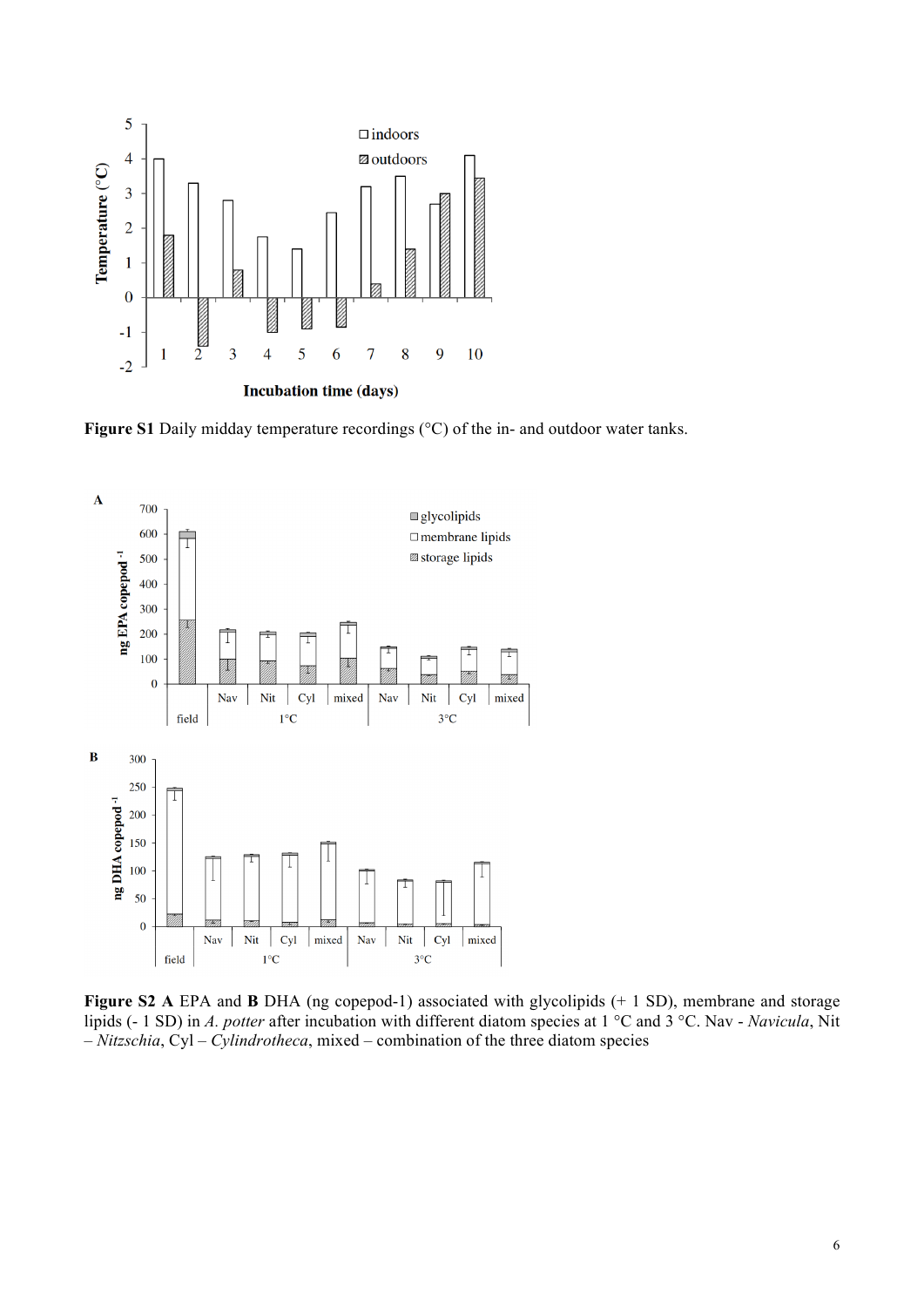5
4
3
2
1
0
-1
-2

Temperature (°C)

indoors
outdoors

1 2 3 4 5 6 7 8 9 10

Incubation time (days)

**Figure S1** Daily midday temperature recordings (°C) of the in- and outdoor water tanks.

A

700
600
500
400
300
200
100
0

ng EPA copepod -1

glycolipids
membrane lipids
storage lipids

field | Nav | Nit | Cyl | mixed | Nav | Nit | Cyl | mixed

1°C

3°C

B

300
250
200
150
100
50
0

ng DHA copepod -1

field | Nav | Nit | Cyl | mixed | Nav | Nit | Cyl | mixed

1°C

3°C

**Figure S2** **A** EPA and **B** DHA (ng copepod-1) associated with glycolipids (+ 1 SD), membrane and storage lipids (- 1 SD) in *A. potter* after incubation with different diatom species at 1 °C and 3 °C. Nav - *Navicula*, Nit – *Nitzschia*, Cyl – *Cylindrotheca*, mixed – combination of the three diatom species